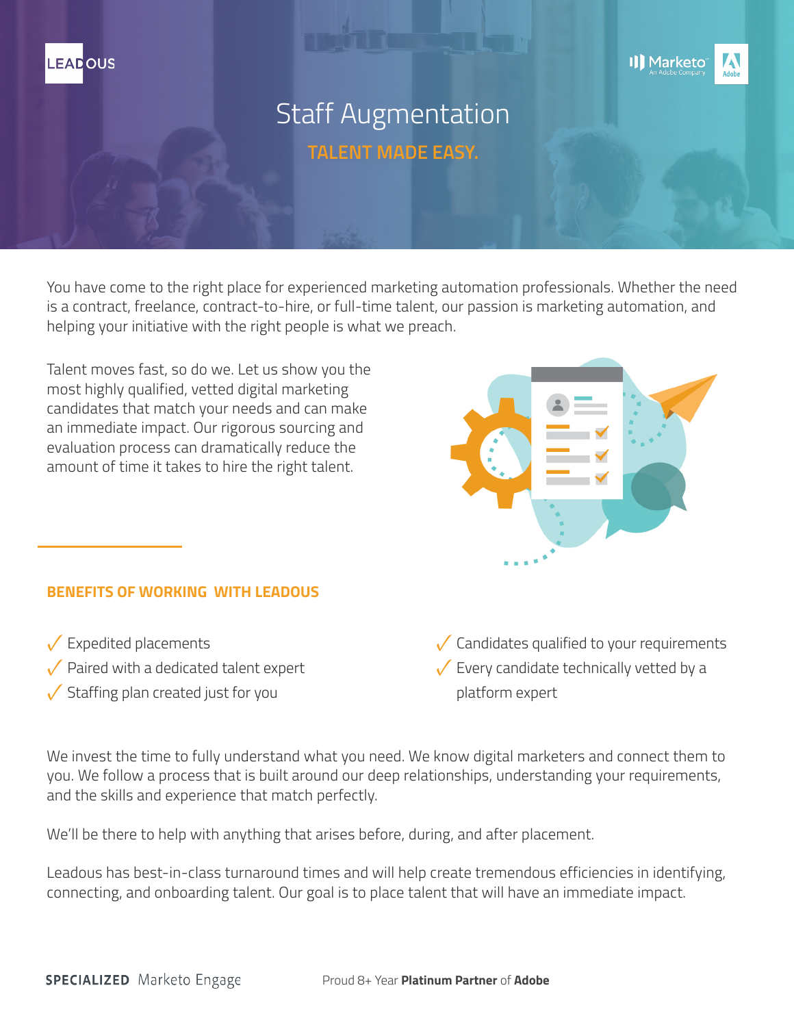# Staff Augmentation

## TALENT MADE EASY.

You have come to the right place for experienced marketing automation professionals. Whether the need is a contract, freelance, contract-to-hire, or full-time talent, our passion is marketing automation, and helping your initiative with the right people is what we preach.

Talent moves fast, so do we. Let us show you the most highly qualified, vetted digital marketing candidates that match your needs and can make an immediate impact. Our rigorous sourcing and evaluation process can dramatically reduce the amount of time it takes to hire the right talent.

## BENEFITS OF WORKING WITH LEADOUS

- ✓ Expedited placements
- ✓ Paired with a dedicated talent expert
- ✓ Staffing plan created just for you
- ✓ Candidates qualified to your requirements
- ✓ Every candidate technically vetted by a platform expert

We invest the time to fully understand what you need. We know digital marketers and connect them to you. We follow a process that is built around our deep relationships, understanding your requirements, and the skills and experience that match perfectly.

We'll be there to help with anything that arises before, during, and after placement.

Leadous has best-in-class turnaround times and will help create tremendous efficiencies in identifying, connecting, and onboarding talent. Our goal is to place talent that will have an immediate impact.

**SPECIALIZED** Marketo Engage

Proud 8+ Year **Platinum Partner** of **Adobe**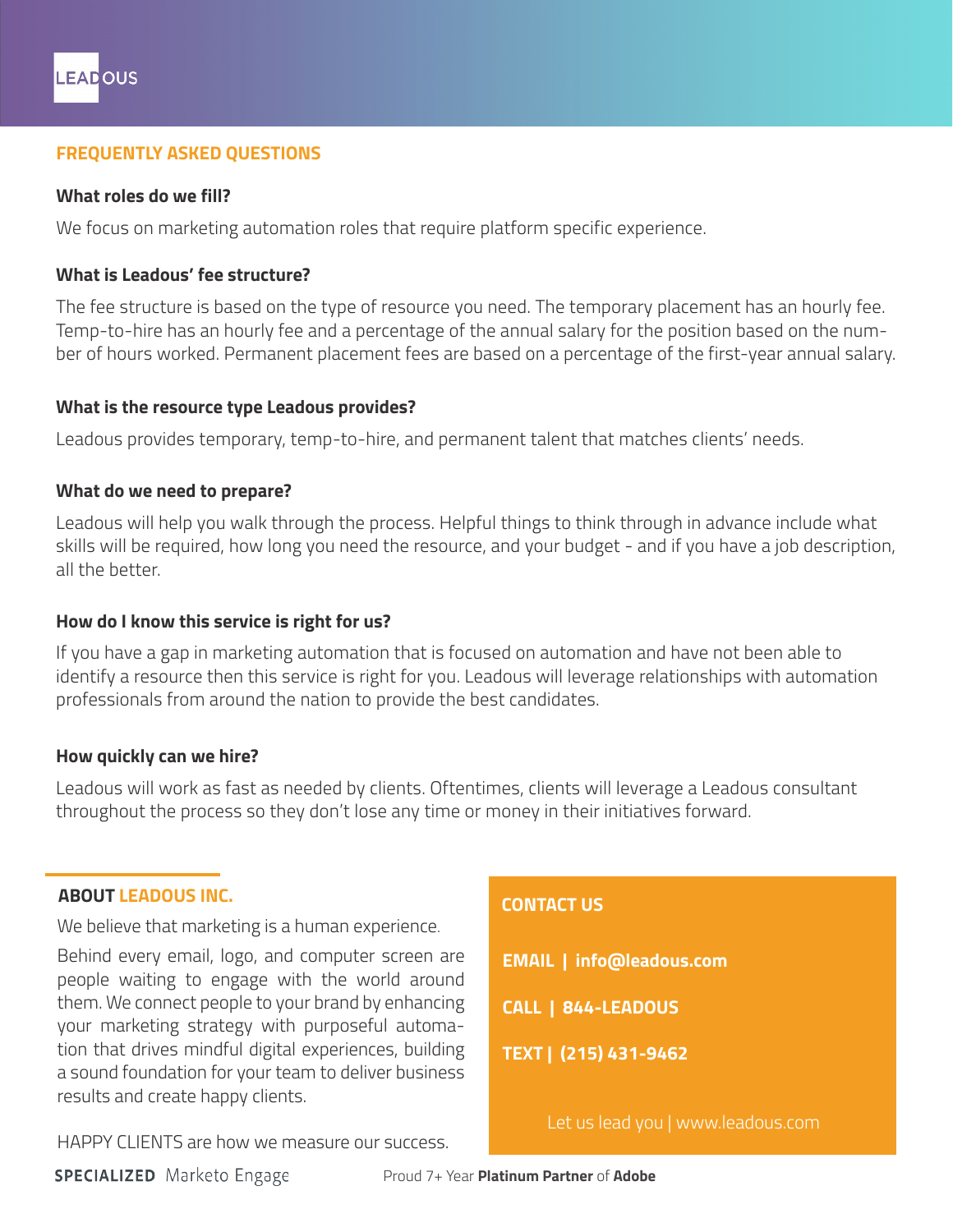## FREQUENTLY ASKED QUESTIONS

**What roles do we fill?**

We focus on marketing automation roles that require platform specific experience.

**What is Leadous' fee structure?**

The fee structure is based on the type of resource you need. The temporary placement has an hourly fee. Temp-to-hire has an hourly fee and a percentage of the annual salary for the position based on the number of hours worked. Permanent placement fees are based on a percentage of the first-year annual salary.

**What is the resource type Leadous provides?**

Leadous provides temporary, temp-to-hire, and permanent talent that matches clients' needs.

**What do we need to prepare?**

Leadous will help you walk through the process. Helpful things to think through in advance include what skills will be required, how long you need the resource, and your budget - and if you have a job description, all the better.

**How do I know this service is right for us?**

If you have a gap in marketing automation that is focused on automation and have not been able to identify a resource then this service is right for you. Leadous will leverage relationships with automation professionals from around the nation to provide the best candidates.

**How quickly can we hire?**

Leadous will work as fast as needed by clients. Oftentimes, clients will leverage a Leadous consultant throughout the process so they don't lose any time or money in their initiatives forward.

### ABOUT LEADOUS INC.

We believe that marketing is a human experience.

Behind every email, logo, and computer screen are people waiting to engage with the world around them. We connect people to your brand by enhancing your marketing strategy with purposeful automation that drives mindful digital experiences, building a sound foundation for your team to deliver business results and create happy clients.

HAPPY CLIENTS are how we measure our success.

### CONTACT US

**EMAIL | info@leadous.com**

**CALL | 844-LEADOUS**

**TEXT | (215) 431-9462**

Let us lead you | www.leadous.com

**SPECIALIZED** Marketo Engage

Proud 7+ Year **Platinum Partner** of **Adobe**